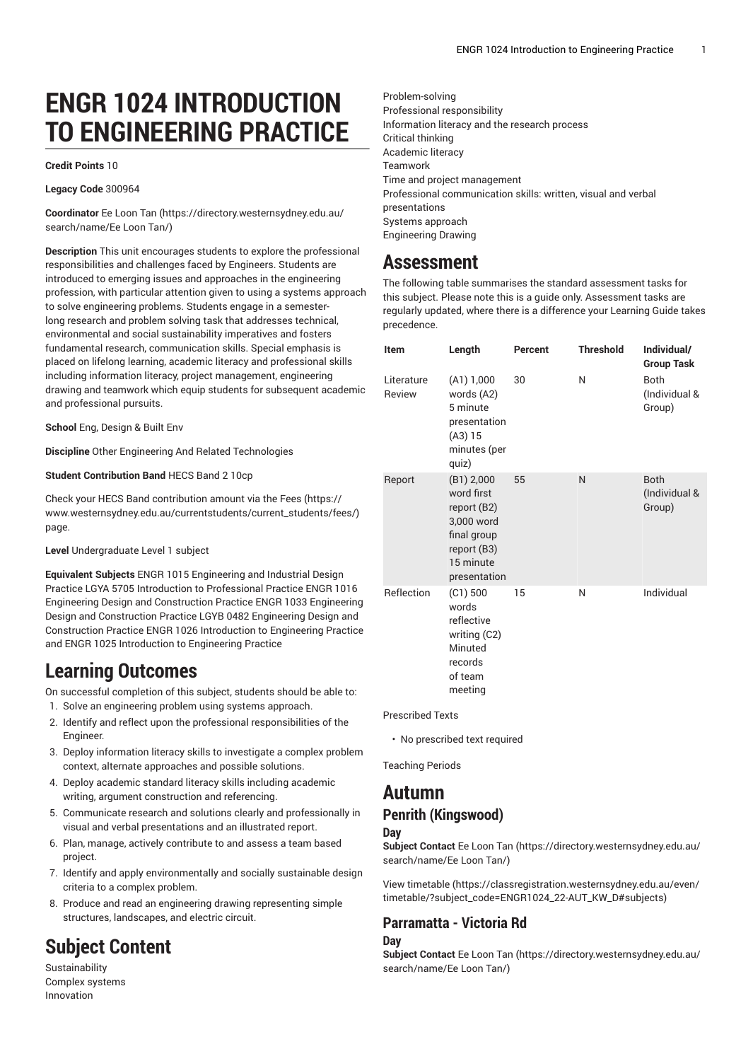# ENGR 1024 INTRODUCTION TO ENGINEERING PRACTICE

**Credit Points** 10

**Legacy Code** 300964

**Coordinator** Ee Loon Tan (https://directory.westernsydney.edu.au/search/name/Ee Loon Tan/)

**Description** This unit encourages students to explore the professional responsibilities and challenges faced by Engineers. Students are introduced to emerging issues and approaches in the engineering profession, with particular attention given to using a systems approach to solve engineering problems. Students engage in a semester-long research and problem solving task that addresses technical, environmental and social sustainability imperatives and fosters fundamental research, communication skills. Special emphasis is placed on lifelong learning, academic literacy and professional skills including information literacy, project management, engineering drawing and teamwork which equip students for subsequent academic and professional pursuits.

**School** Eng, Design & Built Env

**Discipline** Other Engineering And Related Technologies

**Student Contribution Band** HECS Band 2 10cp

Check your HECS Band contribution amount via the Fees (https://www.westernsydney.edu.au/currentstudents/current_students/fees/) page.

**Level** Undergraduate Level 1 subject

**Equivalent Subjects** ENGR 1015 Engineering and Industrial Design Practice LGYA 5705 Introduction to Professional Practice ENGR 1016 Engineering Design and Construction Practice ENGR 1033 Engineering Design and Construction Practice LGYB 0482 Engineering Design and Construction Practice ENGR 1026 Introduction to Engineering Practice and ENGR 1025 Introduction to Engineering Practice

## Learning Outcomes

On successful completion of this subject, students should be able to:

1. Solve an engineering problem using systems approach.
2. Identify and reflect upon the professional responsibilities of the Engineer.
3. Deploy information literacy skills to investigate a complex problem context, alternate approaches and possible solutions.
4. Deploy academic standard literacy skills including academic writing, argument construction and referencing.
5. Communicate research and solutions clearly and professionally in visual and verbal presentations and an illustrated report.
6. Plan, manage, actively contribute to and assess a team based project.
7. Identify and apply environmentally and socially sustainable design criteria to a complex problem.
8. Produce and read an engineering drawing representing simple structures, landscapes, and electric circuit.

## Subject Content

Sustainability
Complex systems
Innovation
Problem-solving
Professional responsibility
Information literacy and the research process
Critical thinking
Academic literacy
Teamwork
Time and project management
Professional communication skills: written, visual and verbal presentations
Systems approach
Engineering Drawing

## Assessment

The following table summarises the standard assessment tasks for this subject. Please note this is a guide only. Assessment tasks are regularly updated, where there is a difference your Learning Guide takes precedence.

| Item | Length | Percent | Threshold | Individual/ Group Task |
|---|---|---|---|---|
| Literature Review | (A1) 1,000 words (A2) 5 minute presentation (A3) 15 minutes (per quiz) | 30 | N | Both (Individual & Group) |
| Report | (B1) 2,000 word first report (B2) 3,000 word final group report (B3) 15 minute presentation | 55 | N | Both (Individual & Group) |
| Reflection | (C1) 500 words reflective writing (C2) Minuted records of team meeting | 15 | N | Individual |

Prescribed Texts

- No prescribed text required

Teaching Periods

# Autumn

## Penrith (Kingswood)

### Day

**Subject Contact** Ee Loon Tan (https://directory.westernsydney.edu.au/search/name/Ee Loon Tan/)

View timetable (https://classregistration.westernsydney.edu.au/even/timetable/?subject_code=ENGR1024_22-AUT_KW_D#subjects)

## Parramatta - Victoria Rd

### Day

**Subject Contact** Ee Loon Tan (https://directory.westernsydney.edu.au/search/name/Ee Loon Tan/)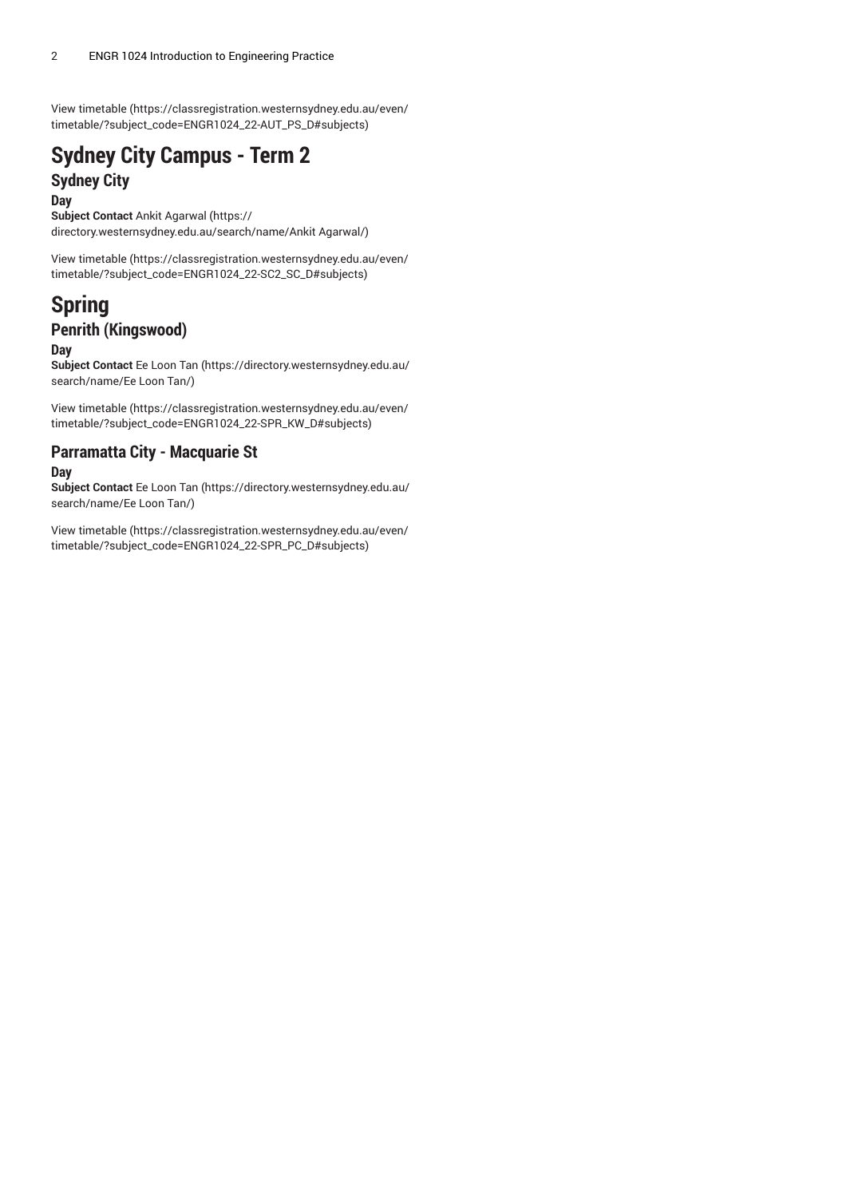View timetable (https://classregistration.westernsydney.edu.au/even/timetable/?subject_code=ENGR1024_22-AUT_PS_D#subjects)

# Sydney City Campus - Term 2

## Sydney City

### Day

**Subject Contact** Ankit Agarwal (https://directory.westernsydney.edu.au/search/name/Ankit Agarwal/)

View timetable (https://classregistration.westernsydney.edu.au/even/timetable/?subject_code=ENGR1024_22-SC2_SC_D#subjects)

# Spring

## Penrith (Kingswood)

### Day

**Subject Contact** Ee Loon Tan (https://directory.westernsydney.edu.au/search/name/Ee Loon Tan/)

View timetable (https://classregistration.westernsydney.edu.au/even/timetable/?subject_code=ENGR1024_22-SPR_KW_D#subjects)

## Parramatta City - Macquarie St

### Day

**Subject Contact** Ee Loon Tan (https://directory.westernsydney.edu.au/search/name/Ee Loon Tan/)

View timetable (https://classregistration.westernsydney.edu.au/even/timetable/?subject_code=ENGR1024_22-SPR_PC_D#subjects)